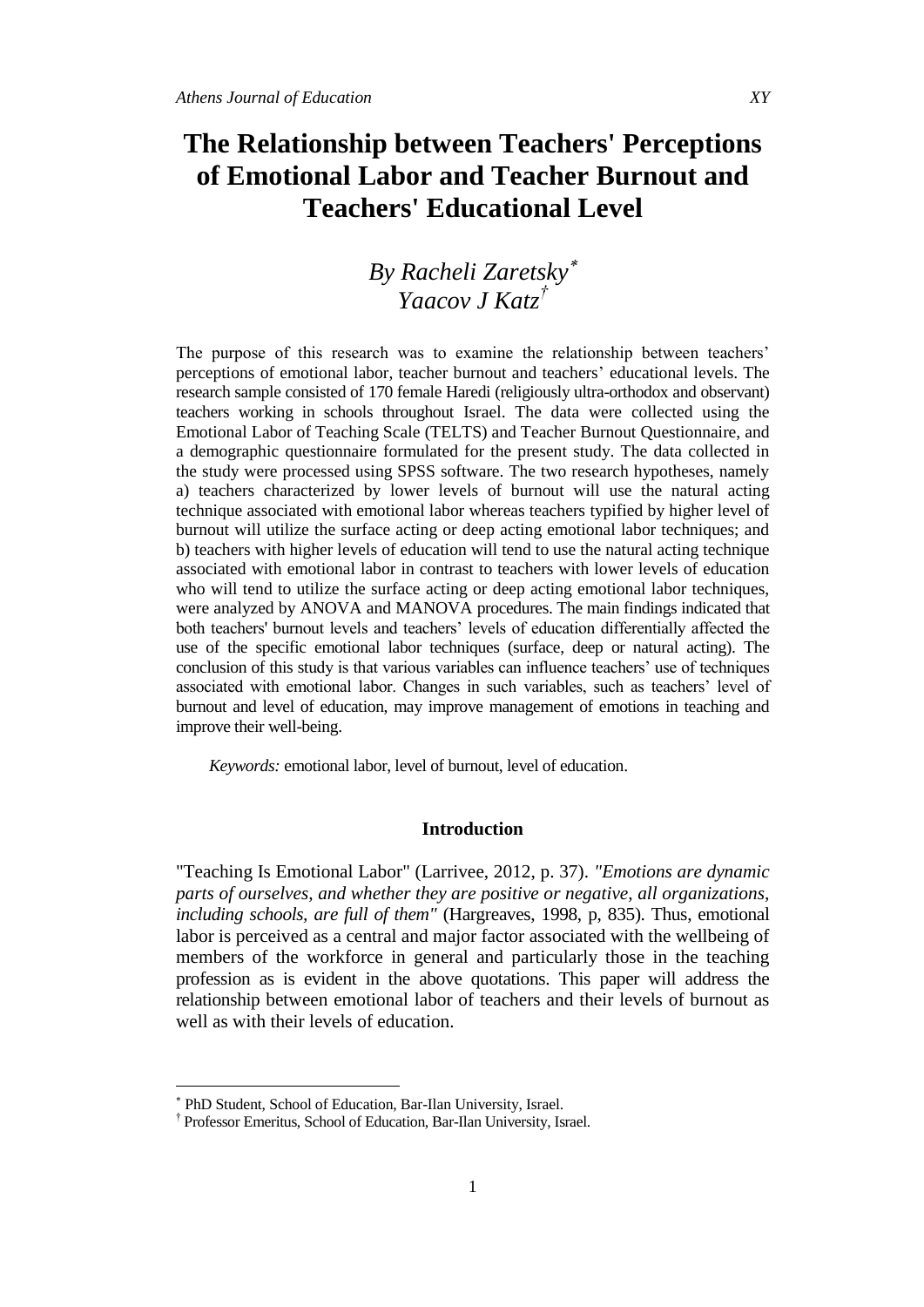# The Relationship between Teachers' Perceptions of Emotional Labor and Teacher Burnout and Teachers' Educational Level

*By Racheli Zaretsky*[*]
*Yaacov J Katz*[†]

The purpose of this research was to examine the relationship between teachers' perceptions of emotional labor, teacher burnout and teachers' educational levels. The research sample consisted of 170 female Haredi (religiously ultra-orthodox and observant) teachers working in schools throughout Israel. The data were collected using the Emotional Labor of Teaching Scale (TELTS) and Teacher Burnout Questionnaire, and a demographic questionnaire formulated for the present study. The data collected in the study were processed using SPSS software. The two research hypotheses, namely a) teachers characterized by lower levels of burnout will use the natural acting technique associated with emotional labor whereas teachers typified by higher level of burnout will utilize the surface acting or deep acting emotional labor techniques; and b) teachers with higher levels of education will tend to use the natural acting technique associated with emotional labor in contrast to teachers with lower levels of education who will tend to utilize the surface acting or deep acting emotional labor techniques, were analyzed by ANOVA and MANOVA procedures. The main findings indicated that both teachers' burnout levels and teachers' levels of education differentially affected the use of the specific emotional labor techniques (surface, deep or natural acting). The conclusion of this study is that various variables can influence teachers' use of techniques associated with emotional labor. Changes in such variables, such as teachers' level of burnout and level of education, may improve management of emotions in teaching and improve their well-being.

*Keywords:* emotional labor, level of burnout, level of education.

## Introduction

"Teaching Is Emotional Labor" (Larrivee, 2012, p. 37). *"Emotions are dynamic parts of ourselves, and whether they are positive or negative, all organizations, including schools, are full of them"* (Hargreaves, 1998, p, 835). Thus, emotional labor is perceived as a central and major factor associated with the wellbeing of members of the workforce in general and particularly those in the teaching profession as is evident in the above quotations. This paper will address the relationship between emotional labor of teachers and their levels of burnout as well as with their levels of education.

---

[*] PhD Student, School of Education, Bar-Ilan University, Israel.

[†] Professor Emeritus, School of Education, Bar-Ilan University, Israel.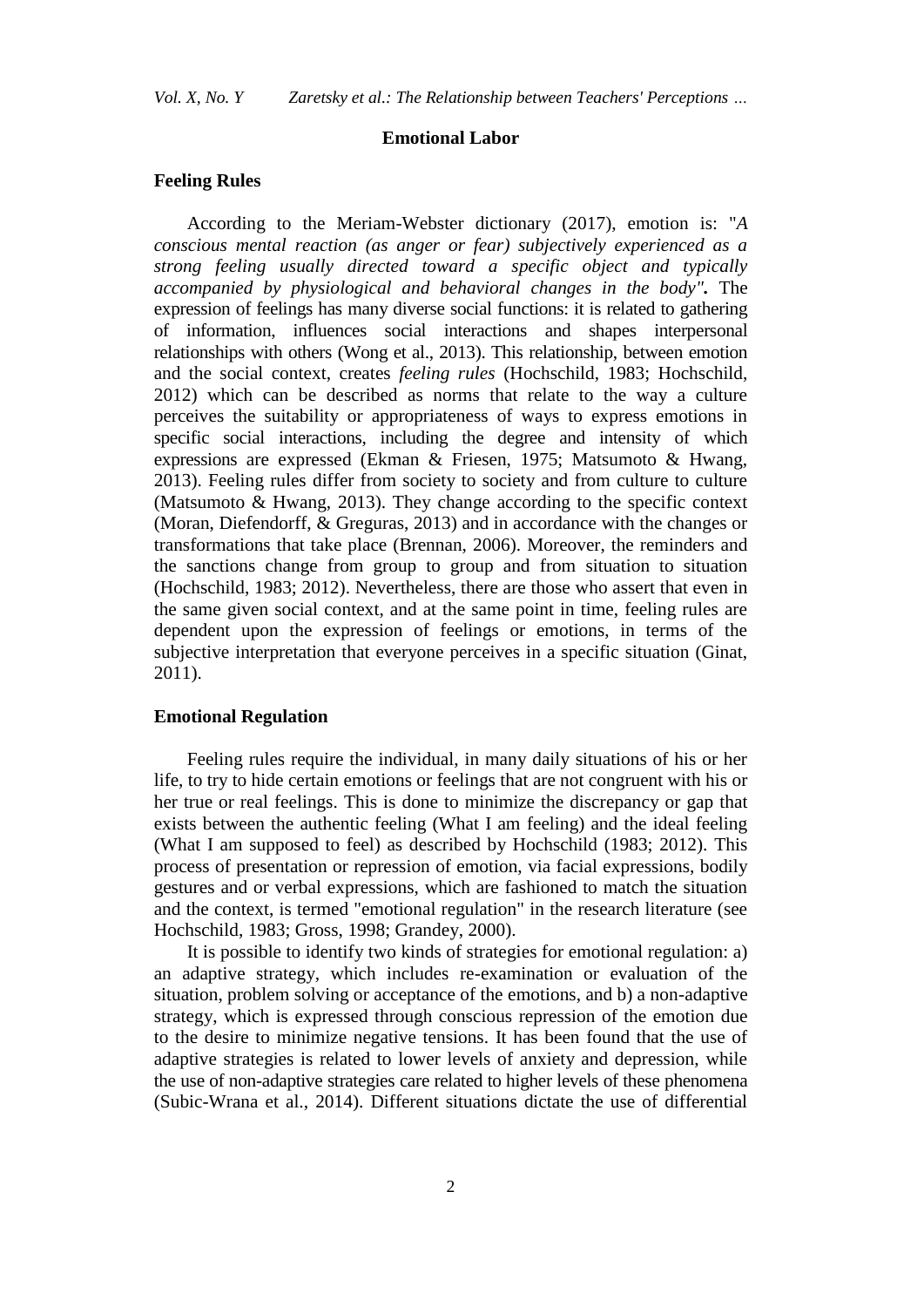## Emotional Labor

### Feeling Rules

According to the Meriam-Webster dictionary (2017), emotion is: "*A conscious mental reaction (as anger or fear) subjectively experienced as a strong feeling usually directed toward a specific object and typically accompanied by physiological and behavioral changes in the body".* The expression of feelings has many diverse social functions: it is related to gathering of information, influences social interactions and shapes interpersonal relationships with others (Wong et al., 2013). This relationship, between emotion and the social context, creates *feeling rules* (Hochschild, 1983; Hochschild, 2012) which can be described as norms that relate to the way a culture perceives the suitability or appropriateness of ways to express emotions in specific social interactions, including the degree and intensity of which expressions are expressed (Ekman & Friesen, 1975; Matsumoto & Hwang, 2013). Feeling rules differ from society to society and from culture to culture (Matsumoto & Hwang, 2013). They change according to the specific context (Moran, Diefendorff, & Greguras, 2013) and in accordance with the changes or transformations that take place (Brennan, 2006). Moreover, the reminders and the sanctions change from group to group and from situation to situation (Hochschild, 1983; 2012). Nevertheless, there are those who assert that even in the same given social context, and at the same point in time, feeling rules are dependent upon the expression of feelings or emotions, in terms of the subjective interpretation that everyone perceives in a specific situation (Ginat, 2011).

### Emotional Regulation

Feeling rules require the individual, in many daily situations of his or her life, to try to hide certain emotions or feelings that are not congruent with his or her true or real feelings. This is done to minimize the discrepancy or gap that exists between the authentic feeling (What I am feeling) and the ideal feeling (What I am supposed to feel) as described by Hochschild (1983; 2012). This process of presentation or repression of emotion, via facial expressions, bodily gestures and or verbal expressions, which are fashioned to match the situation and the context, is termed "emotional regulation" in the research literature (see Hochschild, 1983; Gross, 1998; Grandey, 2000).

It is possible to identify two kinds of strategies for emotional regulation: a) an adaptive strategy, which includes re-examination or evaluation of the situation, problem solving or acceptance of the emotions, and b) a non-adaptive strategy, which is expressed through conscious repression of the emotion due to the desire to minimize negative tensions. It has been found that the use of adaptive strategies is related to lower levels of anxiety and depression, while the use of non-adaptive strategies care related to higher levels of these phenomena (Subic-Wrana et al., 2014). Different situations dictate the use of differential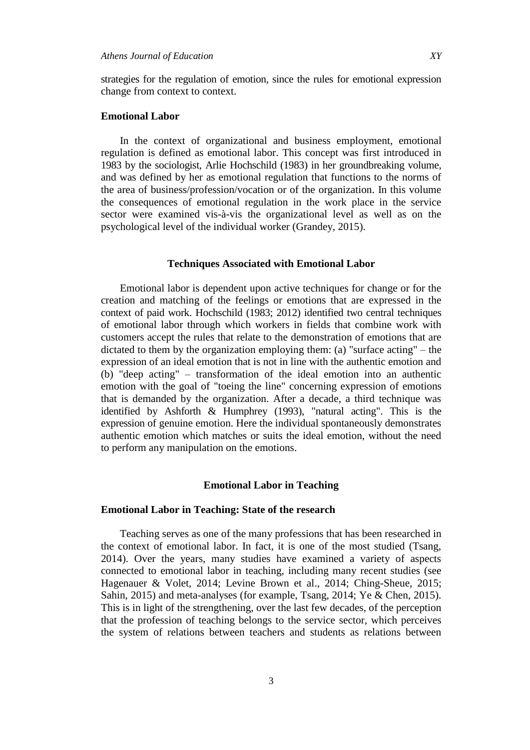strategies for the regulation of emotion, since the rules for emotional expression change from context to context.

### Emotional Labor

In the context of organizational and business employment, emotional regulation is defined as emotional labor. This concept was first introduced in 1983 by the sociologist, Arlie Hochschild (1983) in her groundbreaking volume, and was defined by her as emotional regulation that functions to the norms of the area of business/profession/vocation or of the organization. In this volume the consequences of emotional regulation in the work place in the service sector were examined vis-à-vis the organizational level as well as on the psychological level of the individual worker (Grandey, 2015).

## Techniques Associated with Emotional Labor

Emotional labor is dependent upon active techniques for change or for the creation and matching of the feelings or emotions that are expressed in the context of paid work. Hochschild (1983; 2012) identified two central techniques of emotional labor through which workers in fields that combine work with customers accept the rules that relate to the demonstration of emotions that are dictated to them by the organization employing them: (a) "surface acting" – the expression of an ideal emotion that is not in line with the authentic emotion and (b) "deep acting" – transformation of the ideal emotion into an authentic emotion with the goal of "toeing the line" concerning expression of emotions that is demanded by the organization. After a decade, a third technique was identified by Ashforth & Humphrey (1993), "natural acting". This is the expression of genuine emotion. Here the individual spontaneously demonstrates authentic emotion which matches or suits the ideal emotion, without the need to perform any manipulation on the emotions.

## Emotional Labor in Teaching

### Emotional Labor in Teaching: State of the research

Teaching serves as one of the many professions that has been researched in the context of emotional labor. In fact, it is one of the most studied (Tsang, 2014). Over the years, many studies have examined a variety of aspects connected to emotional labor in teaching, including many recent studies (see Hagenauer & Volet, 2014; Levine Brown et al., 2014; Ching-Sheue, 2015; Sahin, 2015) and meta-analyses (for example, Tsang, 2014; Ye & Chen, 2015). This is in light of the strengthening, over the last few decades, of the perception that the profession of teaching belongs to the service sector, which perceives the system of relations between teachers and students as relations between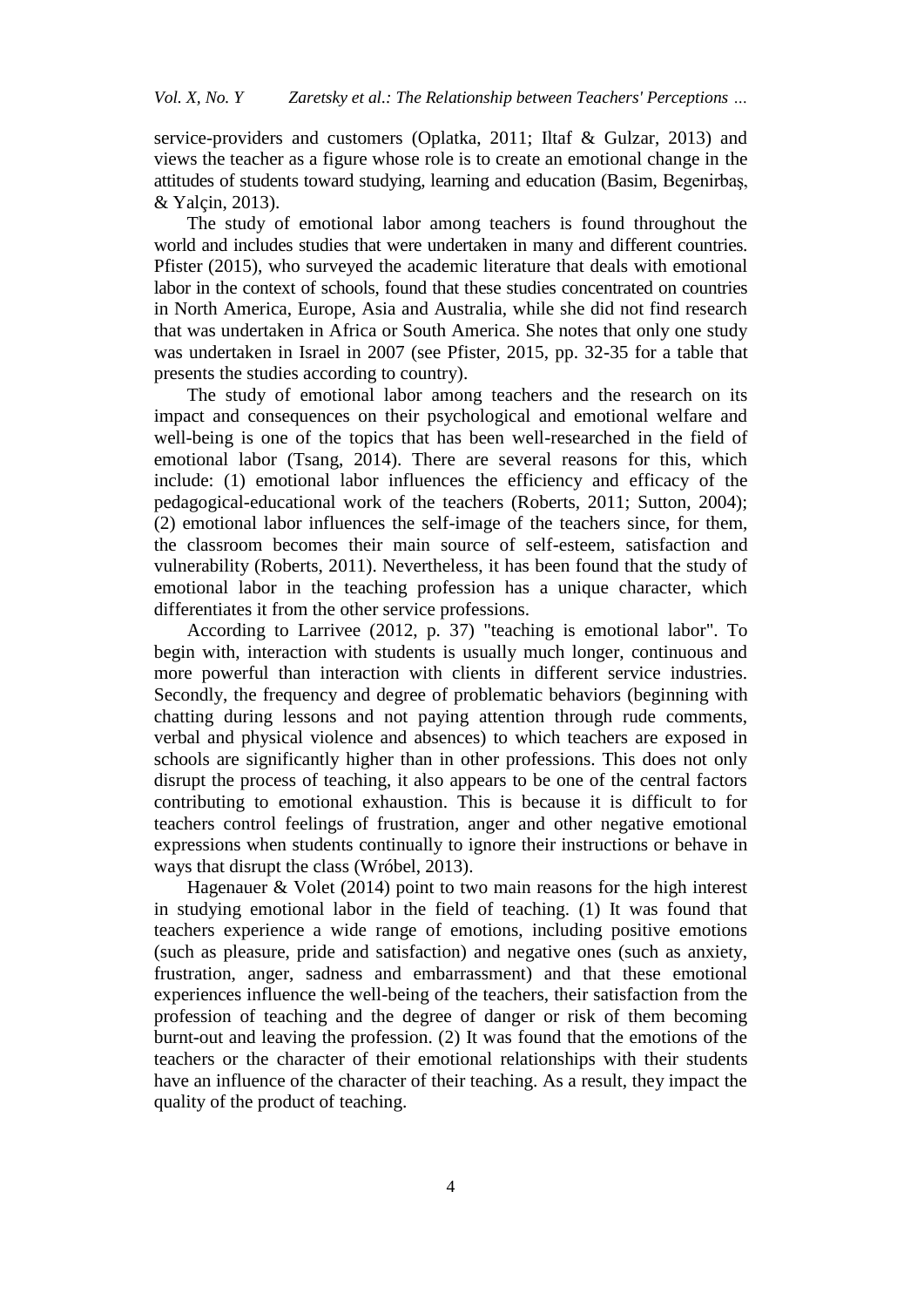service-providers and customers (Oplatka, 2011; Iltaf & Gulzar, 2013) and views the teacher as a figure whose role is to create an emotional change in the attitudes of students toward studying, learning and education (Basim, Begenirbaş, & Yalçin, 2013).

The study of emotional labor among teachers is found throughout the world and includes studies that were undertaken in many and different countries. Pfister (2015), who surveyed the academic literature that deals with emotional labor in the context of schools, found that these studies concentrated on countries in North America, Europe, Asia and Australia, while she did not find research that was undertaken in Africa or South America. She notes that only one study was undertaken in Israel in 2007 (see Pfister, 2015, pp. 32-35 for a table that presents the studies according to country).

The study of emotional labor among teachers and the research on its impact and consequences on their psychological and emotional welfare and well-being is one of the topics that has been well-researched in the field of emotional labor (Tsang, 2014). There are several reasons for this, which include: (1) emotional labor influences the efficiency and efficacy of the pedagogical-educational work of the teachers (Roberts, 2011; Sutton, 2004); (2) emotional labor influences the self-image of the teachers since, for them, the classroom becomes their main source of self-esteem, satisfaction and vulnerability (Roberts, 2011). Nevertheless, it has been found that the study of emotional labor in the teaching profession has a unique character, which differentiates it from the other service professions.

According to Larrivee (2012, p. 37) "teaching is emotional labor". To begin with, interaction with students is usually much longer, continuous and more powerful than interaction with clients in different service industries. Secondly, the frequency and degree of problematic behaviors (beginning with chatting during lessons and not paying attention through rude comments, verbal and physical violence and absences) to which teachers are exposed in schools are significantly higher than in other professions. This does not only disrupt the process of teaching, it also appears to be one of the central factors contributing to emotional exhaustion. This is because it is difficult to for teachers control feelings of frustration, anger and other negative emotional expressions when students continually to ignore their instructions or behave in ways that disrupt the class (Wróbel, 2013).

Hagenauer & Volet (2014) point to two main reasons for the high interest in studying emotional labor in the field of teaching. (1) It was found that teachers experience a wide range of emotions, including positive emotions (such as pleasure, pride and satisfaction) and negative ones (such as anxiety, frustration, anger, sadness and embarrassment) and that these emotional experiences influence the well-being of the teachers, their satisfaction from the profession of teaching and the degree of danger or risk of them becoming burnt-out and leaving the profession. (2) It was found that the emotions of the teachers or the character of their emotional relationships with their students have an influence of the character of their teaching. As a result, they impact the quality of the product of teaching.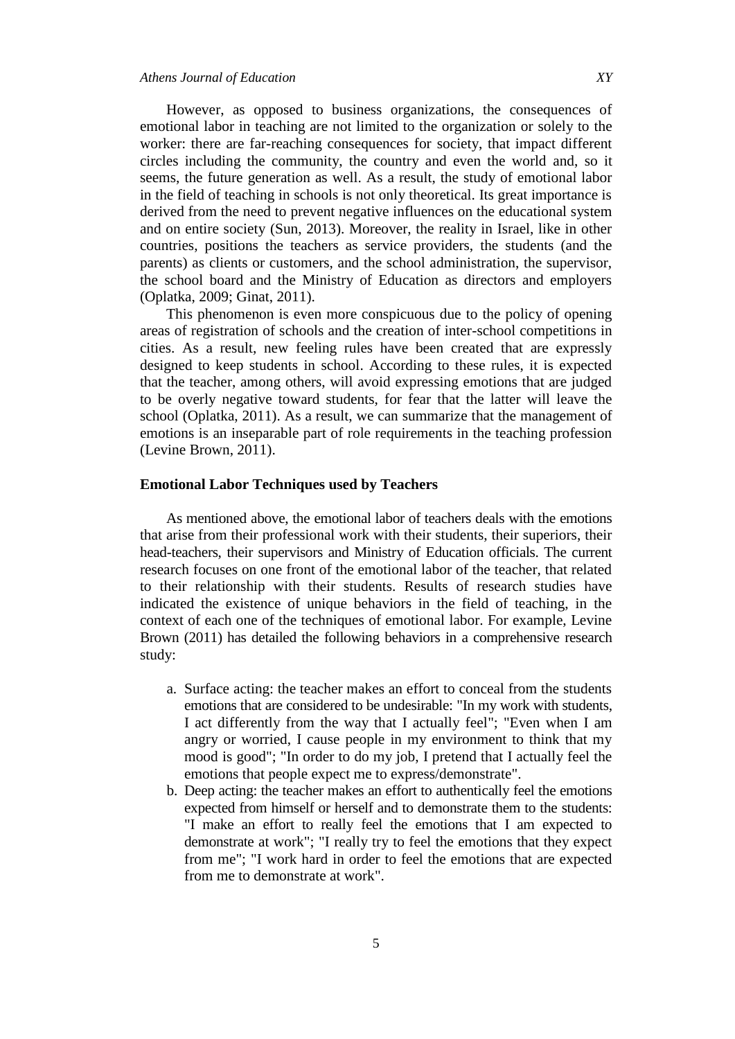However, as opposed to business organizations, the consequences of emotional labor in teaching are not limited to the organization or solely to the worker: there are far-reaching consequences for society, that impact different circles including the community, the country and even the world and, so it seems, the future generation as well. As a result, the study of emotional labor in the field of teaching in schools is not only theoretical. Its great importance is derived from the need to prevent negative influences on the educational system and on entire society (Sun, 2013). Moreover, the reality in Israel, like in other countries, positions the teachers as service providers, the students (and the parents) as clients or customers, and the school administration, the supervisor, the school board and the Ministry of Education as directors and employers (Oplatka, 2009; Ginat, 2011).

This phenomenon is even more conspicuous due to the policy of opening areas of registration of schools and the creation of inter-school competitions in cities. As a result, new feeling rules have been created that are expressly designed to keep students in school. According to these rules, it is expected that the teacher, among others, will avoid expressing emotions that are judged to be overly negative toward students, for fear that the latter will leave the school (Oplatka, 2011). As a result, we can summarize that the management of emotions is an inseparable part of role requirements in the teaching profession (Levine Brown, 2011).

### Emotional Labor Techniques used by Teachers

As mentioned above, the emotional labor of teachers deals with the emotions that arise from their professional work with their students, their superiors, their head-teachers, their supervisors and Ministry of Education officials. The current research focuses on one front of the emotional labor of the teacher, that related to their relationship with their students. Results of research studies have indicated the existence of unique behaviors in the field of teaching, in the context of each one of the techniques of emotional labor. For example, Levine Brown (2011) has detailed the following behaviors in a comprehensive research study:

a. Surface acting: the teacher makes an effort to conceal from the students emotions that are considered to be undesirable: "In my work with students, I act differently from the way that I actually feel"; "Even when I am angry or worried, I cause people in my environment to think that my mood is good"; "In order to do my job, I pretend that I actually feel the emotions that people expect me to express/demonstrate".
b. Deep acting: the teacher makes an effort to authentically feel the emotions expected from himself or herself and to demonstrate them to the students: "I make an effort to really feel the emotions that I am expected to demonstrate at work"; "I really try to feel the emotions that they expect from me"; "I work hard in order to feel the emotions that are expected from me to demonstrate at work".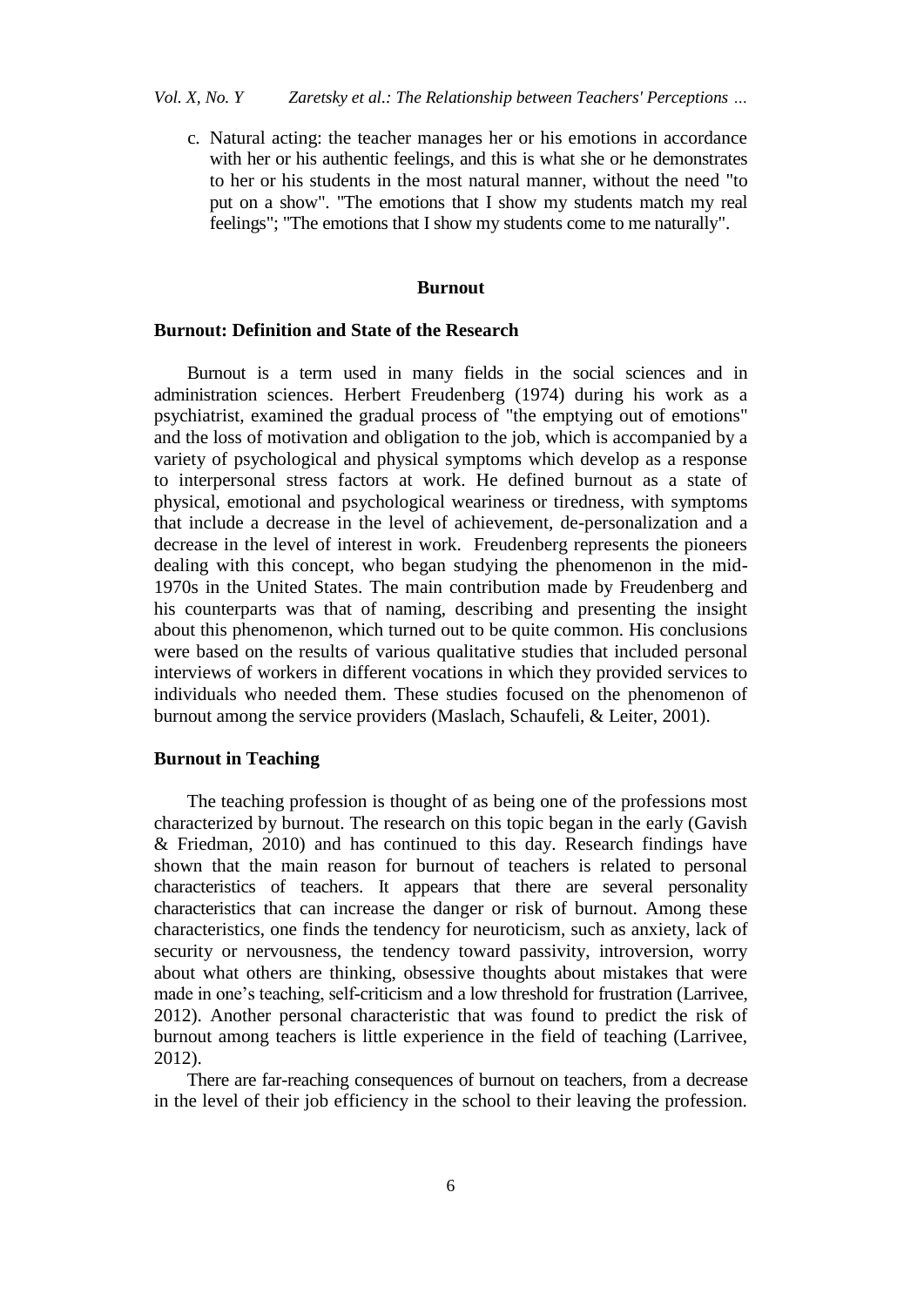c. Natural acting: the teacher manages her or his emotions in accordance with her or his authentic feelings, and this is what she or he demonstrates to her or his students in the most natural manner, without the need "to put on a show". "The emotions that I show my students match my real feelings"; "The emotions that I show my students come to me naturally".

## Burnout

### Burnout: Definition and State of the Research

Burnout is a term used in many fields in the social sciences and in administration sciences. Herbert Freudenberg (1974) during his work as a psychiatrist, examined the gradual process of "the emptying out of emotions" and the loss of motivation and obligation to the job, which is accompanied by a variety of psychological and physical symptoms which develop as a response to interpersonal stress factors at work. He defined burnout as a state of physical, emotional and psychological weariness or tiredness, with symptoms that include a decrease in the level of achievement, de-personalization and a decrease in the level of interest in work. Freudenberg represents the pioneers dealing with this concept, who began studying the phenomenon in the mid-1970s in the United States. The main contribution made by Freudenberg and his counterparts was that of naming, describing and presenting the insight about this phenomenon, which turned out to be quite common. His conclusions were based on the results of various qualitative studies that included personal interviews of workers in different vocations in which they provided services to individuals who needed them. These studies focused on the phenomenon of burnout among the service providers (Maslach, Schaufeli, & Leiter, 2001).

### Burnout in Teaching

The teaching profession is thought of as being one of the professions most characterized by burnout. The research on this topic began in the early (Gavish & Friedman, 2010) and has continued to this day. Research findings have shown that the main reason for burnout of teachers is related to personal characteristics of teachers. It appears that there are several personality characteristics that can increase the danger or risk of burnout. Among these characteristics, one finds the tendency for neuroticism, such as anxiety, lack of security or nervousness, the tendency toward passivity, introversion, worry about what others are thinking, obsessive thoughts about mistakes that were made in one's teaching, self-criticism and a low threshold for frustration (Larrivee, 2012). Another personal characteristic that was found to predict the risk of burnout among teachers is little experience in the field of teaching (Larrivee, 2012).

There are far-reaching consequences of burnout on teachers, from a decrease in the level of their job efficiency in the school to their leaving the profession.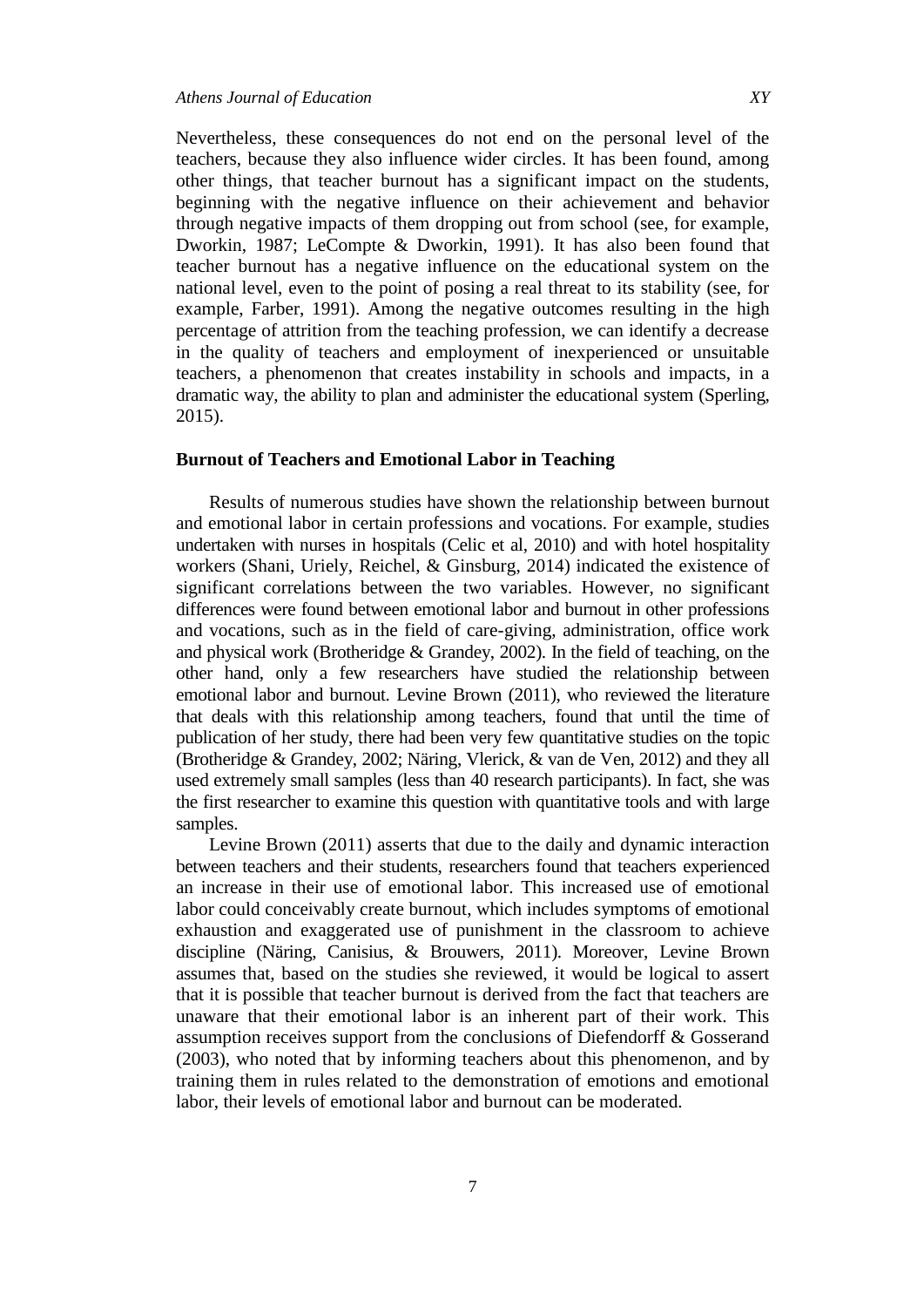Nevertheless, these consequences do not end on the personal level of the teachers, because they also influence wider circles. It has been found, among other things, that teacher burnout has a significant impact on the students, beginning with the negative influence on their achievement and behavior through negative impacts of them dropping out from school (see, for example, Dworkin, 1987; LeCompte & Dworkin, 1991). It has also been found that teacher burnout has a negative influence on the educational system on the national level, even to the point of posing a real threat to its stability (see, for example, Farber, 1991). Among the negative outcomes resulting in the high percentage of attrition from the teaching profession, we can identify a decrease in the quality of teachers and employment of inexperienced or unsuitable teachers, a phenomenon that creates instability in schools and impacts, in a dramatic way, the ability to plan and administer the educational system (Sperling, 2015).

### Burnout of Teachers and Emotional Labor in Teaching

Results of numerous studies have shown the relationship between burnout and emotional labor in certain professions and vocations. For example, studies undertaken with nurses in hospitals (Celic et al, 2010) and with hotel hospitality workers (Shani, Uriely, Reichel, & Ginsburg, 2014) indicated the existence of significant correlations between the two variables. However, no significant differences were found between emotional labor and burnout in other professions and vocations, such as in the field of care-giving, administration, office work and physical work (Brotheridge & Grandey, 2002). In the field of teaching, on the other hand, only a few researchers have studied the relationship between emotional labor and burnout. Levine Brown (2011), who reviewed the literature that deals with this relationship among teachers, found that until the time of publication of her study, there had been very few quantitative studies on the topic (Brotheridge & Grandey, 2002; Näring, Vlerick, & van de Ven, 2012) and they all used extremely small samples (less than 40 research participants). In fact, she was the first researcher to examine this question with quantitative tools and with large samples.

Levine Brown (2011) asserts that due to the daily and dynamic interaction between teachers and their students, researchers found that teachers experienced an increase in their use of emotional labor. This increased use of emotional labor could conceivably create burnout, which includes symptoms of emotional exhaustion and exaggerated use of punishment in the classroom to achieve discipline (Näring, Canisius, & Brouwers, 2011). Moreover, Levine Brown assumes that, based on the studies she reviewed, it would be logical to assert that it is possible that teacher burnout is derived from the fact that teachers are unaware that their emotional labor is an inherent part of their work. This assumption receives support from the conclusions of Diefendorff & Gosserand (2003), who noted that by informing teachers about this phenomenon, and by training them in rules related to the demonstration of emotions and emotional labor, their levels of emotional labor and burnout can be moderated.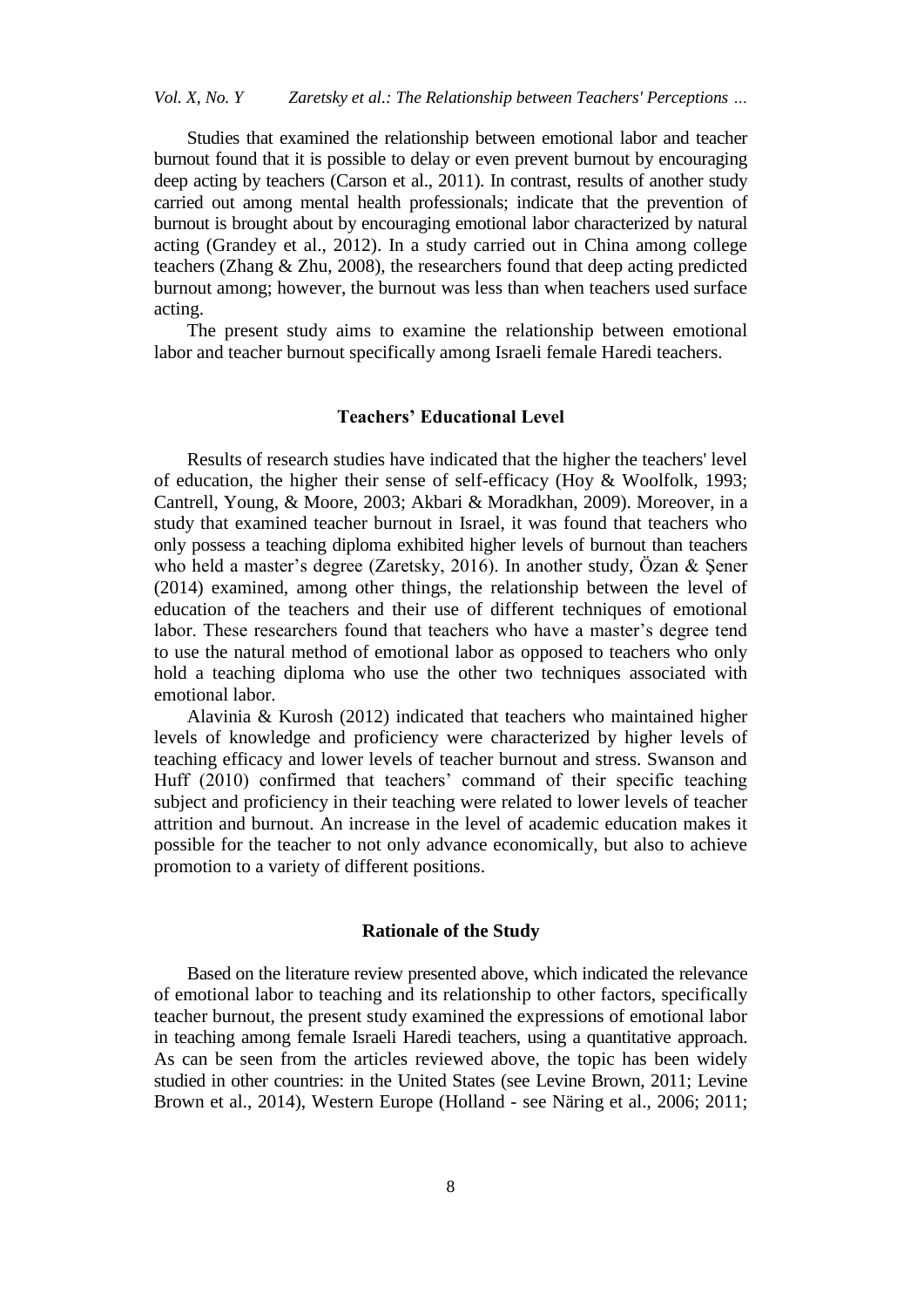Studies that examined the relationship between emotional labor and teacher burnout found that it is possible to delay or even prevent burnout by encouraging deep acting by teachers (Carson et al., 2011). In contrast, results of another study carried out among mental health professionals; indicate that the prevention of burnout is brought about by encouraging emotional labor characterized by natural acting (Grandey et al., 2012). In a study carried out in China among college teachers (Zhang & Zhu, 2008), the researchers found that deep acting predicted burnout among; however, the burnout was less than when teachers used surface acting.

The present study aims to examine the relationship between emotional labor and teacher burnout specifically among Israeli female Haredi teachers.

## Teachers' Educational Level

Results of research studies have indicated that the higher the teachers' level of education, the higher their sense of self-efficacy (Hoy & Woolfolk, 1993; Cantrell, Young, & Moore, 2003; Akbari & Moradkhan, 2009). Moreover, in a study that examined teacher burnout in Israel, it was found that teachers who only possess a teaching diploma exhibited higher levels of burnout than teachers who held a master's degree (Zaretsky, 2016). In another study, Özan & Şener (2014) examined, among other things, the relationship between the level of education of the teachers and their use of different techniques of emotional labor. These researchers found that teachers who have a master's degree tend to use the natural method of emotional labor as opposed to teachers who only hold a teaching diploma who use the other two techniques associated with emotional labor.

Alavinia & Kurosh (2012) indicated that teachers who maintained higher levels of knowledge and proficiency were characterized by higher levels of teaching efficacy and lower levels of teacher burnout and stress. Swanson and Huff (2010) confirmed that teachers' command of their specific teaching subject and proficiency in their teaching were related to lower levels of teacher attrition and burnout. An increase in the level of academic education makes it possible for the teacher to not only advance economically, but also to achieve promotion to a variety of different positions.

## Rationale of the Study

Based on the literature review presented above, which indicated the relevance of emotional labor to teaching and its relationship to other factors, specifically teacher burnout, the present study examined the expressions of emotional labor in teaching among female Israeli Haredi teachers, using a quantitative approach. As can be seen from the articles reviewed above, the topic has been widely studied in other countries: in the United States (see Levine Brown, 2011; Levine Brown et al., 2014), Western Europe (Holland - see Näring et al., 2006; 2011;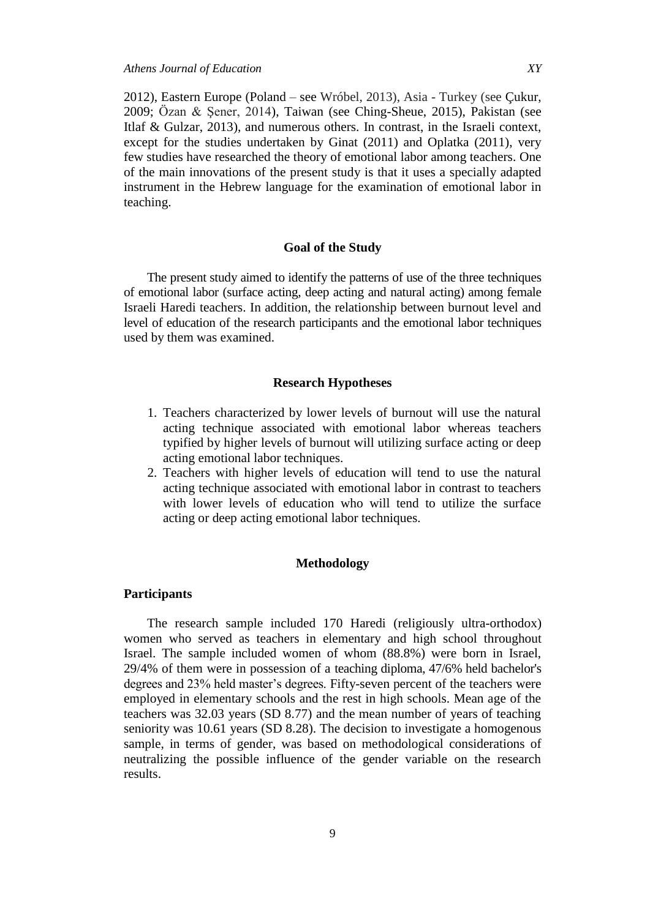2012), Eastern Europe (Poland – see Wróbel, 2013), Asia - Turkey (see Çukur, 2009; Özan & Şener, 2014), Taiwan (see Ching-Sheue, 2015), Pakistan (see Itlaf & Gulzar, 2013), and numerous others. In contrast, in the Israeli context, except for the studies undertaken by Ginat (2011) and Oplatka (2011), very few studies have researched the theory of emotional labor among teachers. One of the main innovations of the present study is that it uses a specially adapted instrument in the Hebrew language for the examination of emotional labor in teaching.

## Goal of the Study

The present study aimed to identify the patterns of use of the three techniques of emotional labor (surface acting, deep acting and natural acting) among female Israeli Haredi teachers. In addition, the relationship between burnout level and level of education of the research participants and the emotional labor techniques used by them was examined.

## Research Hypotheses

1. Teachers characterized by lower levels of burnout will use the natural acting technique associated with emotional labor whereas teachers typified by higher levels of burnout will utilizing surface acting or deep acting emotional labor techniques.
2. Teachers with higher levels of education will tend to use the natural acting technique associated with emotional labor in contrast to teachers with lower levels of education who will tend to utilize the surface acting or deep acting emotional labor techniques.

## Methodology

### Participants

The research sample included 170 Haredi (religiously ultra-orthodox) women who served as teachers in elementary and high school throughout Israel. The sample included women of whom (88.8%) were born in Israel, 29/4% of them were in possession of a teaching diploma, 47/6% held bachelor's degrees and 23% held master's degrees. Fifty-seven percent of the teachers were employed in elementary schools and the rest in high schools. Mean age of the teachers was 32.03 years (SD 8.77) and the mean number of years of teaching seniority was 10.61 years (SD 8.28). The decision to investigate a homogenous sample, in terms of gender, was based on methodological considerations of neutralizing the possible influence of the gender variable on the research results.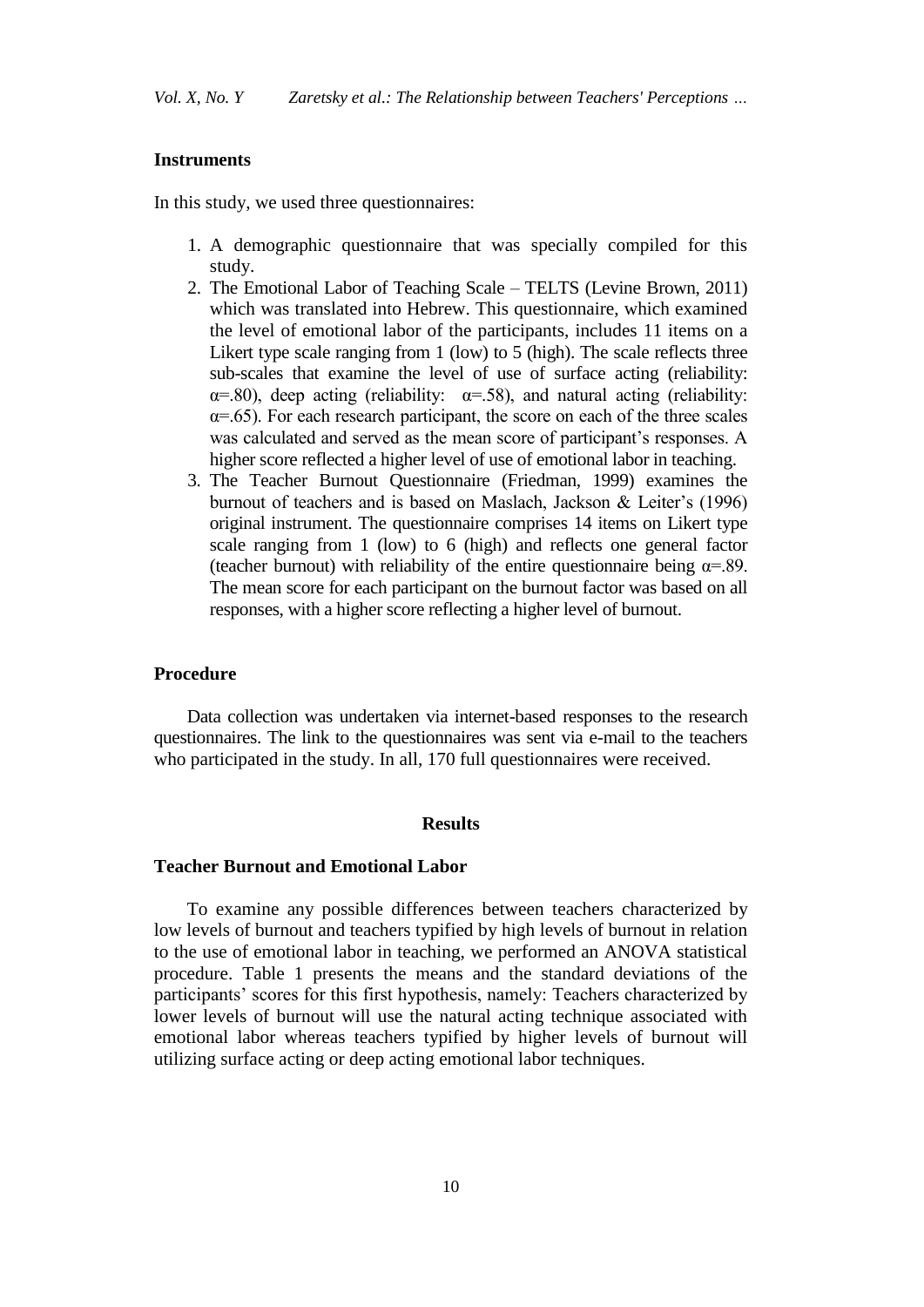### Instruments

In this study, we used three questionnaires:

1. A demographic questionnaire that was specially compiled for this study.
2. The Emotional Labor of Teaching Scale – TELTS (Levine Brown, 2011) which was translated into Hebrew. This questionnaire, which examined the level of emotional labor of the participants, includes 11 items on a Likert type scale ranging from 1 (low) to 5 (high). The scale reflects three sub-scales that examine the level of use of surface acting (reliability: $\alpha$=.80), deep acting (reliability: $\alpha$=.58), and natural acting (reliability: $\alpha$=.65). For each research participant, the score on each of the three scales was calculated and served as the mean score of participant's responses. A higher score reflected a higher level of use of emotional labor in teaching.
3. The Teacher Burnout Questionnaire (Friedman, 1999) examines the burnout of teachers and is based on Maslach, Jackson & Leiter's (1996) original instrument. The questionnaire comprises 14 items on Likert type scale ranging from 1 (low) to 6 (high) and reflects one general factor (teacher burnout) with reliability of the entire questionnaire being $\alpha$=.89. The mean score for each participant on the burnout factor was based on all responses, with a higher score reflecting a higher level of burnout.

### Procedure

Data collection was undertaken via internet-based responses to the research questionnaires. The link to the questionnaires was sent via e-mail to the teachers who participated in the study. In all, 170 full questionnaires were received.

## Results

### Teacher Burnout and Emotional Labor

To examine any possible differences between teachers characterized by low levels of burnout and teachers typified by high levels of burnout in relation to the use of emotional labor in teaching, we performed an ANOVA statistical procedure. Table 1 presents the means and the standard deviations of the participants' scores for this first hypothesis, namely: Teachers characterized by lower levels of burnout will use the natural acting technique associated with emotional labor whereas teachers typified by higher levels of burnout will utilizing surface acting or deep acting emotional labor techniques.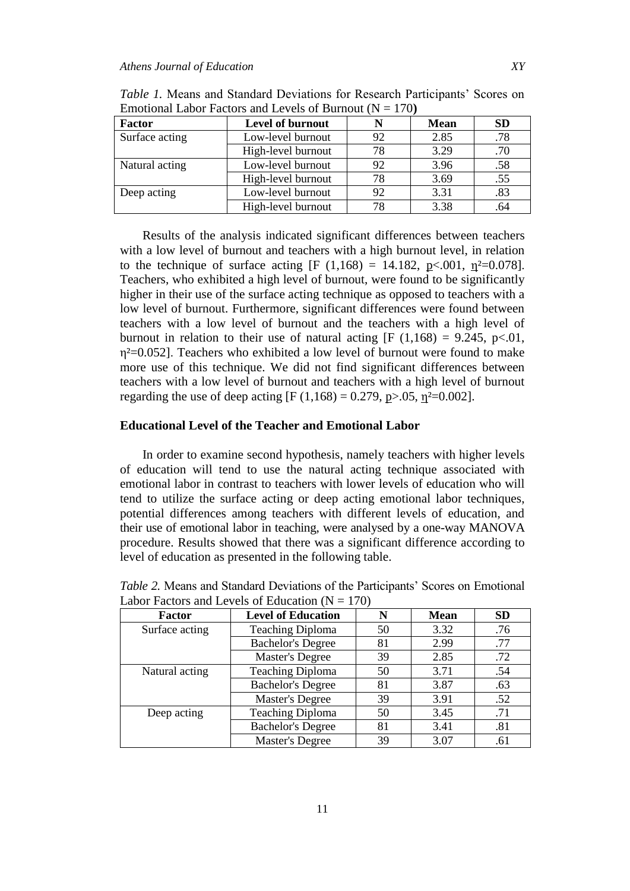*Table 1.* Means and Standard Deviations for Research Participants' Scores on Emotional Labor Factors and Levels of Burnout (N = 170**)**

| Factor | Level of burnout | N | Mean | SD |
|---|---|---|---|---|
| Surface acting | Low-level burnout | 92 | 2.85 | .78 |
| | High-level burnout | 78 | 3.29 | .70 |
| Natural acting | Low-level burnout | 92 | 3.96 | .58 |
| | High-level burnout | 78 | 3.69 | .55 |
| Deep acting | Low-level burnout | 92 | 3.31 | .83 |
| | High-level burnout | 78 | 3.38 | .64 |

Results of the analysis indicated significant differences between teachers with a low level of burnout and teachers with a high burnout level, in relation to the technique of surface acting [$F\ (1,168) = 14.182$, $p<.001$, $\eta^2=0.078$]. Teachers, who exhibited a high level of burnout, were found to be significantly higher in their use of the surface acting technique as opposed to teachers with a low level of burnout. Furthermore, significant differences were found between teachers with a low level of burnout and the teachers with a high level of burnout in relation to their use of natural acting [$F\ (1,168) = 9.245$, $p<.01$, $\eta^2=0.052$]. Teachers who exhibited a low level of burnout were found to make more use of this technique. We did not find significant differences between teachers with a low level of burnout and teachers with a high level of burnout regarding the use of deep acting [$F\ (1,168) = 0.279$, $p>.05$, $\eta^2=0.002$].

### Educational Level of the Teacher and Emotional Labor

In order to examine second hypothesis, namely teachers with higher levels of education will tend to use the natural acting technique associated with emotional labor in contrast to teachers with lower levels of education who will tend to utilize the surface acting or deep acting emotional labor techniques, potential differences among teachers with different levels of education, and their use of emotional labor in teaching, were analysed by a one-way MANOVA procedure. Results showed that there was a significant difference according to level of education as presented in the following table.

*Table 2.* Means and Standard Deviations of the Participants' Scores on Emotional Labor Factors and Levels of Education (N = 170)

| Factor | Level of Education | N | Mean | SD |
|---|---|---|---|---|
| Surface acting | Teaching Diploma | 50 | 3.32 | .76 |
| | Bachelor's Degree | 81 | 2.99 | .77 |
| | Master's Degree | 39 | 2.85 | .72 |
| Natural acting | Teaching Diploma | 50 | 3.71 | .54 |
| | Bachelor's Degree | 81 | 3.87 | .63 |
| | Master's Degree | 39 | 3.91 | .52 |
| Deep acting | Teaching Diploma | 50 | 3.45 | .71 |
| | Bachelor's Degree | 81 | 3.41 | .81 |
| | Master's Degree | 39 | 3.07 | .61 |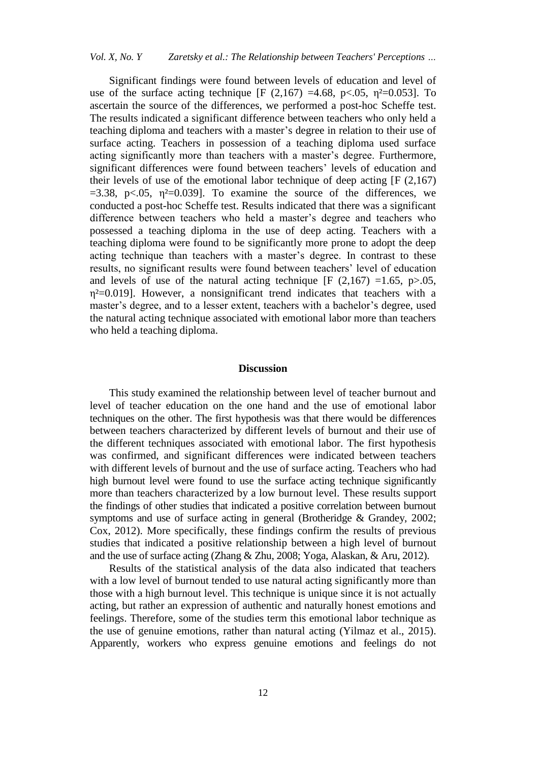Significant findings were found between levels of education and level of use of the surface acting technique [$F(2,167) = 4.68$, $p < .05$, $\eta^2 = 0.053$]. To ascertain the source of the differences, we performed a post-hoc Scheffe test. The results indicated a significant difference between teachers who only held a teaching diploma and teachers with a master's degree in relation to their use of surface acting. Teachers in possession of a teaching diploma used surface acting significantly more than teachers with a master's degree. Furthermore, significant differences were found between teachers' levels of education and their levels of use of the emotional labor technique of deep acting [$F(2,167) = 3.38$, $p < .05$, $\eta^2 = 0.039$]. To examine the source of the differences, we conducted a post-hoc Scheffe test. Results indicated that there was a significant difference between teachers who held a master's degree and teachers who possessed a teaching diploma in the use of deep acting. Teachers with a teaching diploma were found to be significantly more prone to adopt the deep acting technique than teachers with a master's degree. In contrast to these results, no significant results were found between teachers' level of education and levels of use of the natural acting technique [$F(2,167) = 1.65$, $p > .05$, $\eta^2 = 0.019$]. However, a nonsignificant trend indicates that teachers with a master's degree, and to a lesser extent, teachers with a bachelor's degree, used the natural acting technique associated with emotional labor more than teachers who held a teaching diploma.

## Discussion

This study examined the relationship between level of teacher burnout and level of teacher education on the one hand and the use of emotional labor techniques on the other. The first hypothesis was that there would be differences between teachers characterized by different levels of burnout and their use of the different techniques associated with emotional labor. The first hypothesis was confirmed, and significant differences were indicated between teachers with different levels of burnout and the use of surface acting. Teachers who had high burnout level were found to use the surface acting technique significantly more than teachers characterized by a low burnout level. These results support the findings of other studies that indicated a positive correlation between burnout symptoms and use of surface acting in general (Brotheridge & Grandey, 2002; Cox, 2012). More specifically, these findings confirm the results of previous studies that indicated a positive relationship between a high level of burnout and the use of surface acting (Zhang & Zhu, 2008; Yoga, Alaskan, & Aru, 2012).

Results of the statistical analysis of the data also indicated that teachers with a low level of burnout tended to use natural acting significantly more than those with a high burnout level. This technique is unique since it is not actually acting, but rather an expression of authentic and naturally honest emotions and feelings. Therefore, some of the studies term this emotional labor technique as the use of genuine emotions, rather than natural acting (Yilmaz et al., 2015). Apparently, workers who express genuine emotions and feelings do not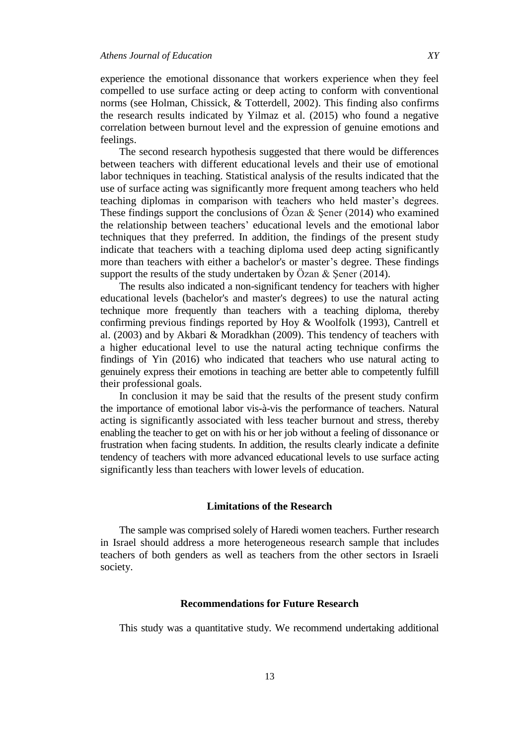experience the emotional dissonance that workers experience when they feel compelled to use surface acting or deep acting to conform with conventional norms (see Holman, Chissick, & Totterdell, 2002). This finding also confirms the research results indicated by Yilmaz et al. (2015) who found a negative correlation between burnout level and the expression of genuine emotions and feelings.

The second research hypothesis suggested that there would be differences between teachers with different educational levels and their use of emotional labor techniques in teaching. Statistical analysis of the results indicated that the use of surface acting was significantly more frequent among teachers who held teaching diplomas in comparison with teachers who held master's degrees. These findings support the conclusions of Özan & Şener (2014) who examined the relationship between teachers' educational levels and the emotional labor techniques that they preferred. In addition, the findings of the present study indicate that teachers with a teaching diploma used deep acting significantly more than teachers with either a bachelor's or master's degree. These findings support the results of the study undertaken by Özan & Şener (2014).

The results also indicated a non-significant tendency for teachers with higher educational levels (bachelor's and master's degrees) to use the natural acting technique more frequently than teachers with a teaching diploma, thereby confirming previous findings reported by Hoy & Woolfolk (1993), Cantrell et al. (2003) and by Akbari & Moradkhan (2009). This tendency of teachers with a higher educational level to use the natural acting technique confirms the findings of Yin (2016) who indicated that teachers who use natural acting to genuinely express their emotions in teaching are better able to competently fulfill their professional goals.

In conclusion it may be said that the results of the present study confirm the importance of emotional labor vis-à-vis the performance of teachers. Natural acting is significantly associated with less teacher burnout and stress, thereby enabling the teacher to get on with his or her job without a feeling of dissonance or frustration when facing students. In addition, the results clearly indicate a definite tendency of teachers with more advanced educational levels to use surface acting significantly less than teachers with lower levels of education.

## Limitations of the Research

The sample was comprised solely of Haredi women teachers. Further research in Israel should address a more heterogeneous research sample that includes teachers of both genders as well as teachers from the other sectors in Israeli society.

## Recommendations for Future Research

This study was a quantitative study. We recommend undertaking additional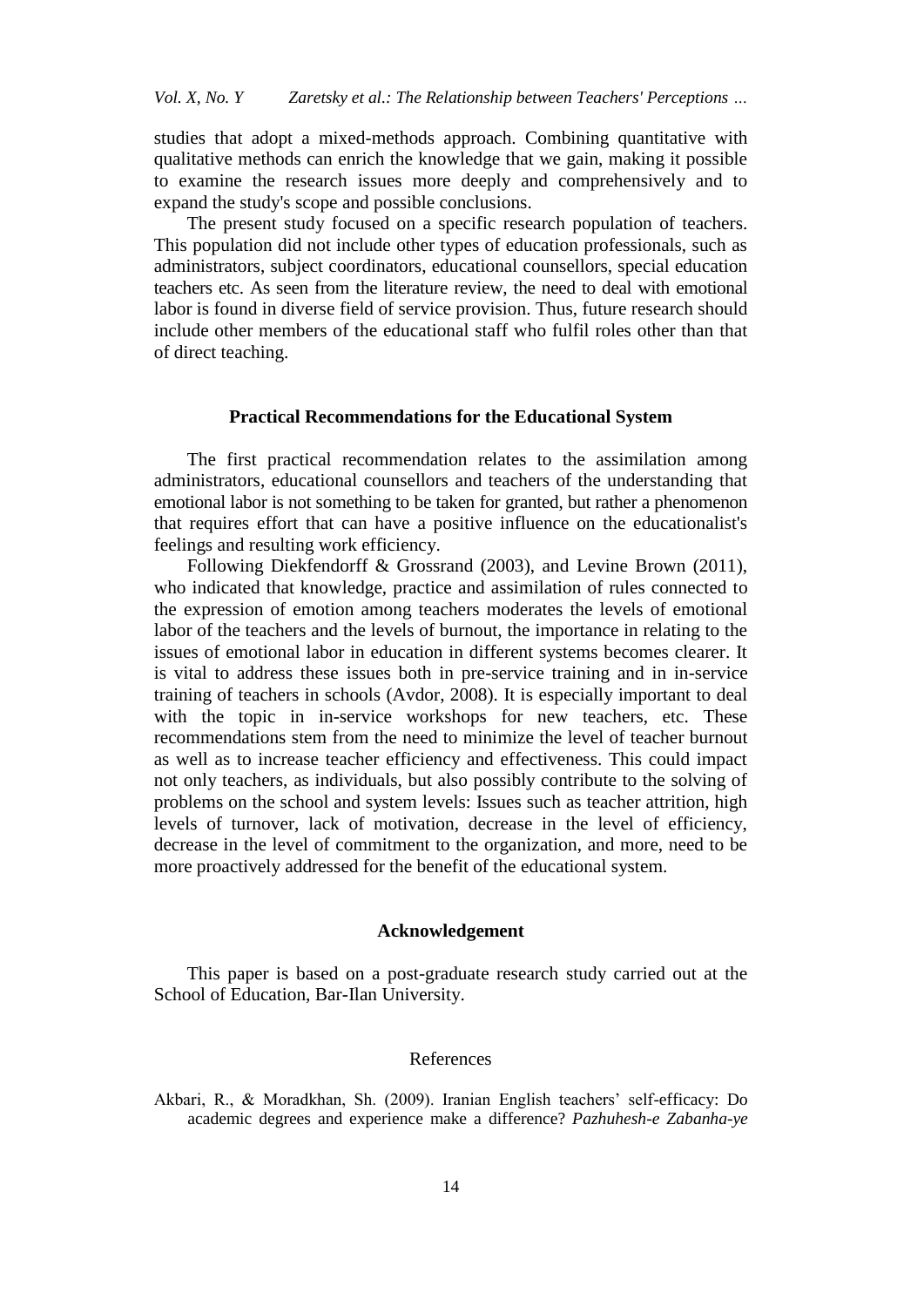studies that adopt a mixed-methods approach. Combining quantitative with qualitative methods can enrich the knowledge that we gain, making it possible to examine the research issues more deeply and comprehensively and to expand the study's scope and possible conclusions.

The present study focused on a specific research population of teachers. This population did not include other types of education professionals, such as administrators, subject coordinators, educational counsellors, special education teachers etc. As seen from the literature review, the need to deal with emotional labor is found in diverse field of service provision. Thus, future research should include other members of the educational staff who fulfil roles other than that of direct teaching.

### Practical Recommendations for the Educational System

The first practical recommendation relates to the assimilation among administrators, educational counsellors and teachers of the understanding that emotional labor is not something to be taken for granted, but rather a phenomenon that requires effort that can have a positive influence on the educationalist's feelings and resulting work efficiency.

Following Diekfendorff & Grossrand (2003), and Levine Brown (2011), who indicated that knowledge, practice and assimilation of rules connected to the expression of emotion among teachers moderates the levels of emotional labor of the teachers and the levels of burnout, the importance in relating to the issues of emotional labor in education in different systems becomes clearer. It is vital to address these issues both in pre-service training and in in-service training of teachers in schools (Avdor, 2008). It is especially important to deal with the topic in in-service workshops for new teachers, etc. These recommendations stem from the need to minimize the level of teacher burnout as well as to increase teacher efficiency and effectiveness. This could impact not only teachers, as individuals, but also possibly contribute to the solving of problems on the school and system levels: Issues such as teacher attrition, high levels of turnover, lack of motivation, decrease in the level of efficiency, decrease in the level of commitment to the organization, and more, need to be more proactively addressed for the benefit of the educational system.

### Acknowledgement

This paper is based on a post-graduate research study carried out at the School of Education, Bar-Ilan University.

## References

Akbari, R., & Moradkhan, Sh. (2009). Iranian English teachers' self-efficacy: Do academic degrees and experience make a difference? *Pazhuhesh-e Zabanha-ye*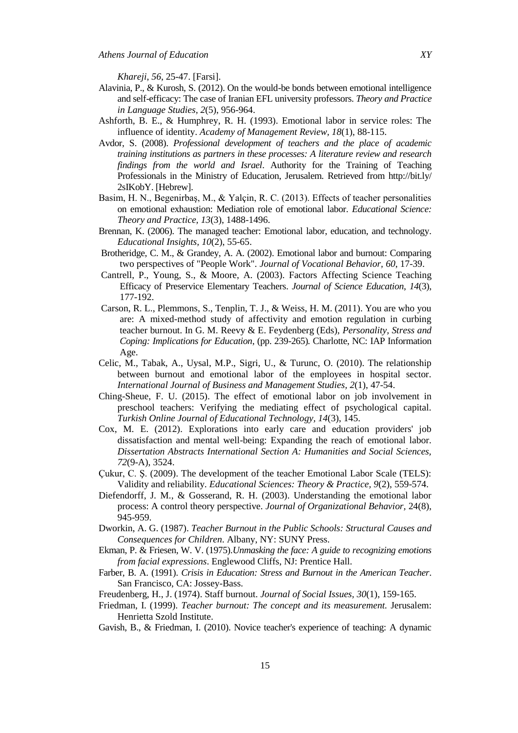*Khareji*, *56*, 25-47. [Farsi].

Alavinia, P., & Kurosh, S. (2012). On the would-be bonds between emotional intelligence and self-efficacy: The case of Iranian EFL university professors. *Theory and Practice in Language Studies*, *2*(5), 956-964.

Ashforth, B. E., & Humphrey, R. H. (1993). Emotional labor in service roles: The influence of identity. *Academy of Management Review*, *18*(1), 88-115.

Avdor, S. (2008). *Professional development of teachers and the place of academic training institutions as partners in these processes: A literature review and research findings from the world and Israel*. Authority for the Training of Teaching Professionals in the Ministry of Education, Jerusalem. Retrieved from http://bit.ly/2sIKobY. [Hebrew].

Basim, H. N., Begenirbaş, M., & Yalçin, R. C. (2013). Effects of teacher personalities on emotional exhaustion: Mediation role of emotional labor. *Educational Science: Theory and Practice, 13*(3), 1488-1496.

Brennan, K. (2006). The managed teacher: Emotional labor, education, and technology. *Educational Insights*, *10*(2), 55-65.

Brotheridge, C. M., & Grandey, A. A. (2002). Emotional labor and burnout: Comparing two perspectives of "People Work". *Journal of Vocational Behavior, 60*, 17-39.

Cantrell, P., Young, S., & Moore, A. (2003). Factors Affecting Science Teaching Efficacy of Preservice Elementary Teachers. *Journal of Science Education*, *14*(3), 177-192.

Carson, R. L., Plemmons, S., Tenplin, T. J., & Weiss, H. M. (2011). You are who you are: A mixed-method study of affectivity and emotion regulation in curbing teacher burnout. In G. M. Reevy & E. Feydenberg (Eds), *Personality, Stress and Coping: Implications for Education*, (pp. 239-265)*.* Charlotte, NC: IAP Information Age.

Celic, M., Tabak, A., Uysal, M.P., Sigri, U., & Turunc, O. (2010). The relationship between burnout and emotional labor of the employees in hospital sector. *International Journal of Business and Management Studies, 2*(1), 47-54.

Ching-Sheue, F. U. (2015). The effect of emotional labor on job involvement in preschool teachers: Verifying the mediating effect of psychological capital. *Turkish Online Journal of Educational Technology, 14*(3), 145.

Cox, M. E. (2012). Explorations into early care and education providers' job dissatisfaction and mental well-being: Expanding the reach of emotional labor. *Dissertation Abstracts International Section A: Humanities and Social Sciences, 72*(9-A), 3524.

Çukur, C. Ş. (2009). The development of the teacher Emotional Labor Scale (TELS): Validity and reliability. *Educational Sciences: Theory & Practice, 9*(2), 559-574.

Diefendorff, J. M., & Gosserand, R. H. (2003). Understanding the emotional labor process: A control theory perspective. *Journal of Organizational Behavior,* 24(8), 945-959.

Dworkin, A. G. (1987). *Teacher Burnout in the Public Schools: Structural Causes and Consequences for Children*. Albany, NY: SUNY Press.

Ekman, P. & Friesen, W. V. (1975).*Unmasking the face: A guide to recognizing emotions from facial expressions*. Englewood Cliffs, NJ: Prentice Hall.

Farber, B. A. (1991). *Crisis in Education: Stress and Burnout in the American Teacher*. San Francisco, CA: Jossey-Bass.

Freudenberg, H., J. (1974). Staff burnout. *Journal of Social Issues, 30*(1), 159-165.

Friedman, I. (1999). *Teacher burnout: The concept and its measurement.* Jerusalem: Henrietta Szold Institute.

Gavish, B., & Friedman, I. (2010). Novice teacher's experience of teaching: A dynamic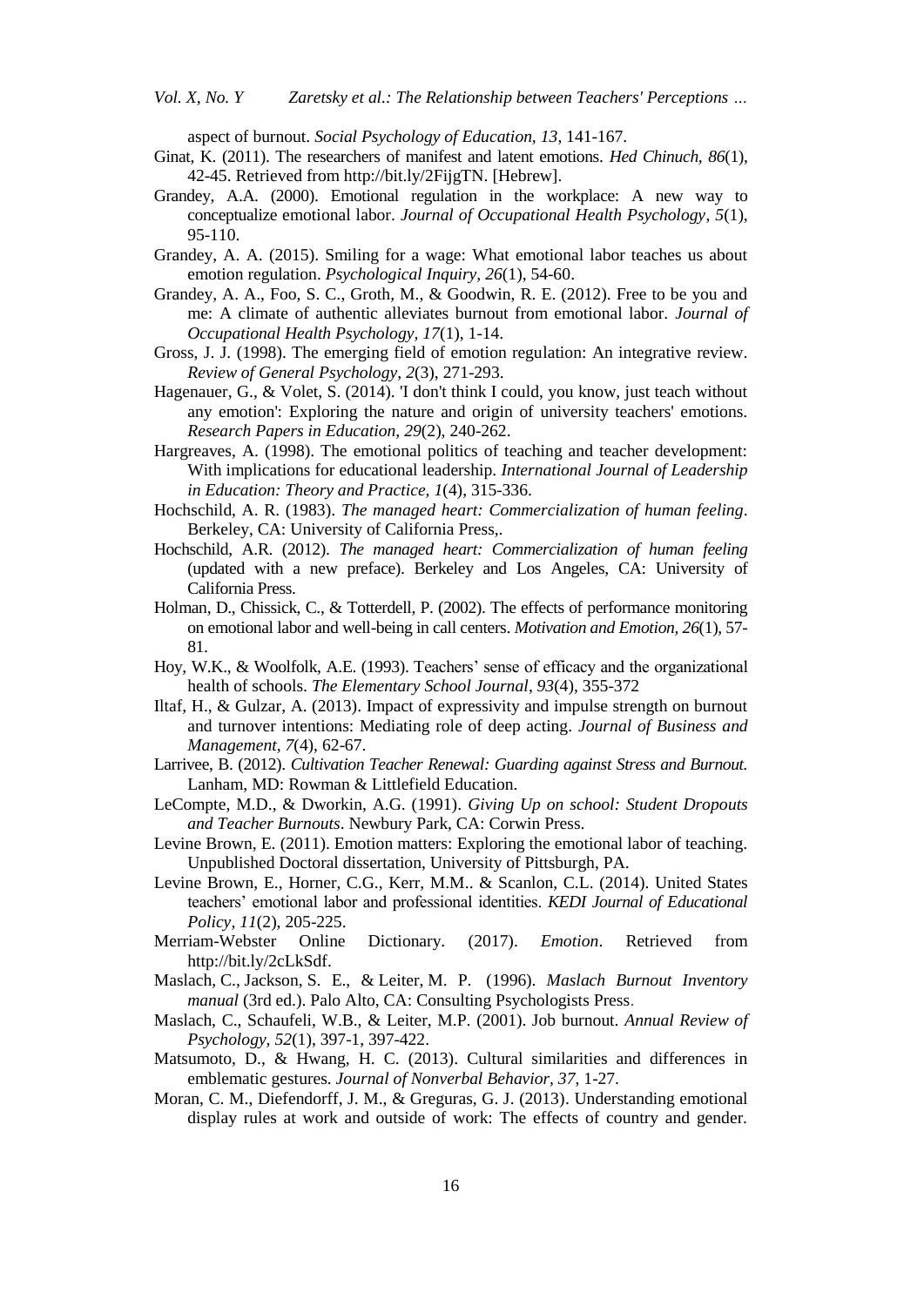aspect of burnout. *Social Psychology of Education, 13*, 141-167.

Ginat, K. (2011). The researchers of manifest and latent emotions. *Hed Chinuch, 86*(1), 42-45. Retrieved from http://bit.ly/2FijgTN. [Hebrew].

Grandey, A.A. (2000). Emotional regulation in the workplace: A new way to conceptualize emotional labor. *Journal of Occupational Health Psychology, 5*(1), 95-110.

Grandey, A. A. (2015). Smiling for a wage: What emotional labor teaches us about emotion regulation. *Psychological Inquiry, 26*(1), 54-60.

Grandey, A. A., Foo, S. C., Groth, M., & Goodwin, R. E. (2012). Free to be you and me: A climate of authentic alleviates burnout from emotional labor. *Journal of Occupational Health Psychology, 17*(1), 1-14.

Gross, J. J. (1998). The emerging field of emotion regulation: An integrative review. *Review of General Psychology, 2*(3), 271-293.

Hagenauer, G., & Volet, S. (2014). 'I don't think I could, you know, just teach without any emotion': Exploring the nature and origin of university teachers' emotions. *Research Papers in Education, 29*(2), 240-262.

Hargreaves, A. (1998). The emotional politics of teaching and teacher development: With implications for educational leadership. *International Journal of Leadership in Education: Theory and Practice, 1*(4), 315-336.

Hochschild, A. R. (1983). *The managed heart: Commercialization of human feeling*. Berkeley, CA: University of California Press,.

Hochschild, A.R. (2012). *The managed heart: Commercialization of human feeling* (updated with a new preface). Berkeley and Los Angeles, CA: University of California Press.

Holman, D., Chissick, C., & Totterdell, P. (2002). The effects of performance monitoring on emotional labor and well-being in call centers. *Motivation and Emotion, 26*(1), 57-81.

Hoy, W.K., & Woolfolk, A.E. (1993). Teachers' sense of efficacy and the organizational health of schools. *The Elementary School Journal, 93*(4), 355-372

Iltaf, H., & Gulzar, A. (2013). Impact of expressivity and impulse strength on burnout and turnover intentions: Mediating role of deep acting. *Journal of Business and Management, 7*(4), 62-67.

Larrivee, B. (2012). *Cultivation Teacher Renewal: Guarding against Stress and Burnout.* Lanham, MD: Rowman & Littlefield Education.

LeCompte, M.D., & Dworkin, A.G. (1991). *Giving Up on school: Student Dropouts and Teacher Burnouts*. Newbury Park, CA: Corwin Press.

Levine Brown, E. (2011). Emotion matters: Exploring the emotional labor of teaching. Unpublished Doctoral dissertation, University of Pittsburgh, PA.

Levine Brown, E., Horner, C.G., Kerr, M.M.. & Scanlon, C.L. (2014). United States teachers' emotional labor and professional identities. *KEDI Journal of Educational Policy, 11*(2), 205-225.

Merriam-Webster Online Dictionary. (2017). *Emotion*. Retrieved from http://bit.ly/2cLkSdf.

Maslach, C., Jackson, S. E., & Leiter, M. P. (1996). *Maslach Burnout Inventory manual* (3rd ed.). Palo Alto, CA: Consulting Psychologists Press.

Maslach, C., Schaufeli, W.B., & Leiter, M.P. (2001). Job burnout. *Annual Review of Psychology, 52*(1), 397-1, 397-422.

Matsumoto, D., & Hwang, H. C. (2013). Cultural similarities and differences in emblematic gestures. *Journal of Nonverbal Behavior, 37*, 1-27.

Moran, C. M., Diefendorff, J. M., & Greguras, G. J. (2013). Understanding emotional display rules at work and outside of work: The effects of country and gender.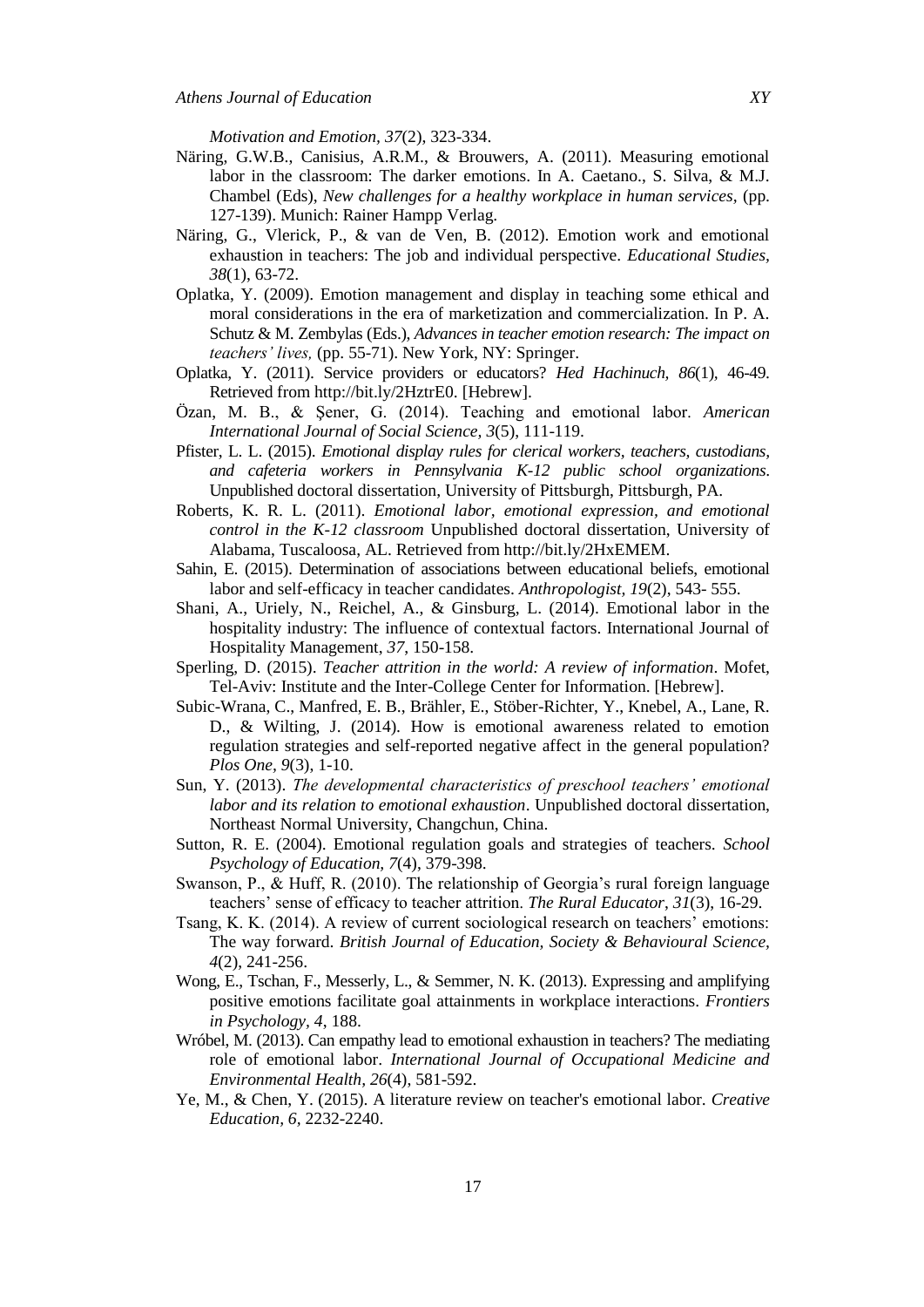*Motivation and Emotion, 37*(2), 323-334.

Näring, G.W.B., Canisius, A.R.M., & Brouwers, A. (2011). Measuring emotional labor in the classroom: The darker emotions. In A. Caetano., S. Silva, & M.J. Chambel (Eds), *New challenges for a healthy workplace in human services,* (pp. 127-139). Munich: Rainer Hampp Verlag.

Näring, G., Vlerick, P., & van de Ven, B. (2012). Emotion work and emotional exhaustion in teachers: The job and individual perspective. *Educational Studies, 38*(1), 63-72.

Oplatka, Y. (2009). Emotion management and display in teaching some ethical and moral considerations in the era of marketization and commercialization. In P. A. Schutz & M. Zembylas (Eds.), *Advances in teacher emotion research: The impact on teachers' lives,* (pp. 55-71). New York, NY: Springer.

Oplatka, Y. (2011). Service providers or educators? *Hed Hachinuch, 86*(1), 46-49. Retrieved from http://bit.ly/2HztrE0. [Hebrew].

Özan, M. B., & Şener, G. (2014). Teaching and emotional labor. *American International Journal of Social Science, 3*(5), 111-119.

Pfister, L. L. (2015). *Emotional display rules for clerical workers, teachers, custodians, and cafeteria workers in Pennsylvania K-12 public school organizations.* Unpublished doctoral dissertation, University of Pittsburgh, Pittsburgh, PA.

Roberts, K. R. L. (2011). *Emotional labor, emotional expression, and emotional control in the K-12 classroom* Unpublished doctoral dissertation, University of Alabama, Tuscaloosa, AL. Retrieved from http://bit.ly/2HxEMEM.

Sahin, E. (2015). Determination of associations between educational beliefs, emotional labor and self-efficacy in teacher candidates. *Anthropologist, 19*(2), 543- 555.

Shani, A., Uriely, N., Reichel, A., & Ginsburg, L. (2014). Emotional labor in the hospitality industry: The influence of contextual factors. International Journal of Hospitality Management, *37*, 150-158.

Sperling, D. (2015). *Teacher attrition in the world: A review of information*. Mofet, Tel-Aviv: Institute and the Inter-College Center for Information. [Hebrew].

Subic-Wrana, C., Manfred, E. B., Brähler, E., Stöber-Richter, Y., Knebel, A., Lane, R. D., & Wilting, J. (2014). How is emotional awareness related to emotion regulation strategies and self-reported negative affect in the general population? *Plos One, 9*(3), 1-10.

Sun, Y. (2013). *The developmental characteristics of preschool teachers' emotional labor and its relation to emotional exhaustion*. Unpublished doctoral dissertation, Northeast Normal University, Changchun, China.

Sutton, R. E. (2004). Emotional regulation goals and strategies of teachers. *School Psychology of Education, 7*(4), 379-398.

Swanson, P., & Huff, R. (2010). The relationship of Georgia's rural foreign language teachers' sense of efficacy to teacher attrition. *The Rural Educator, 31*(3), 16-29.

Tsang, K. K. (2014). A review of current sociological research on teachers' emotions: The way forward. *British Journal of Education, Society & Behavioural Science, 4*(2), 241-256.

Wong, E., Tschan, F., Messerly, L., & Semmer, N. K. (2013). Expressing and amplifying positive emotions facilitate goal attainments in workplace interactions. *Frontiers in Psychology, 4*, 188.

Wróbel, M. (2013). Can empathy lead to emotional exhaustion in teachers? The mediating role of emotional labor. *International Journal of Occupational Medicine and Environmental Health, 26*(4), 581-592.

Ye, M., & Chen, Y. (2015). A literature review on teacher's emotional labor. *Creative Education, 6*, 2232-2240.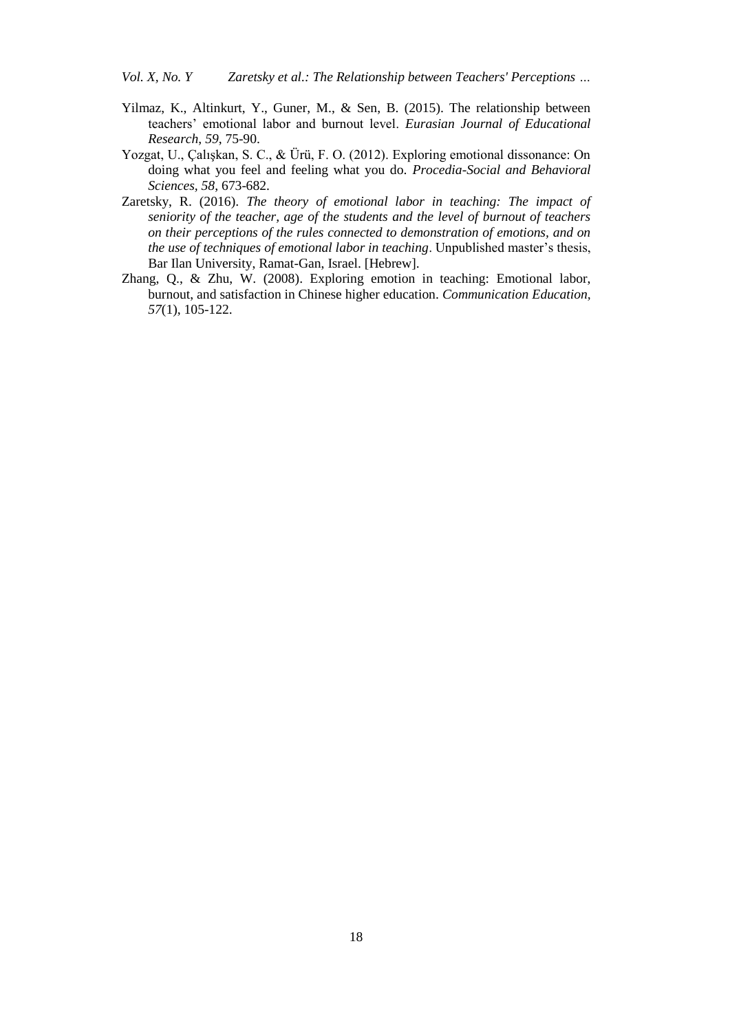Yilmaz, K., Altinkurt, Y., Guner, M., & Sen, B. (2015). The relationship between teachers' emotional labor and burnout level. *Eurasian Journal of Educational Research*, *59*, 75-90.

Yozgat, U., Çalışkan, S. C., & Ürü, F. O. (2012). Exploring emotional dissonance: On doing what you feel and feeling what you do. *Procedia-Social and Behavioral Sciences*, *58*, 673-682.

Zaretsky, R. (2016). *The theory of emotional labor in teaching: The impact of seniority of the teacher, age of the students and the level of burnout of teachers on their perceptions of the rules connected to demonstration of emotions, and on the use of techniques of emotional labor in teaching*. Unpublished master's thesis, Bar Ilan University, Ramat-Gan, Israel. [Hebrew].

Zhang, Q., & Zhu, W. (2008). Exploring emotion in teaching: Emotional labor, burnout, and satisfaction in Chinese higher education. *Communication Education*, *57*(1), 105-122.